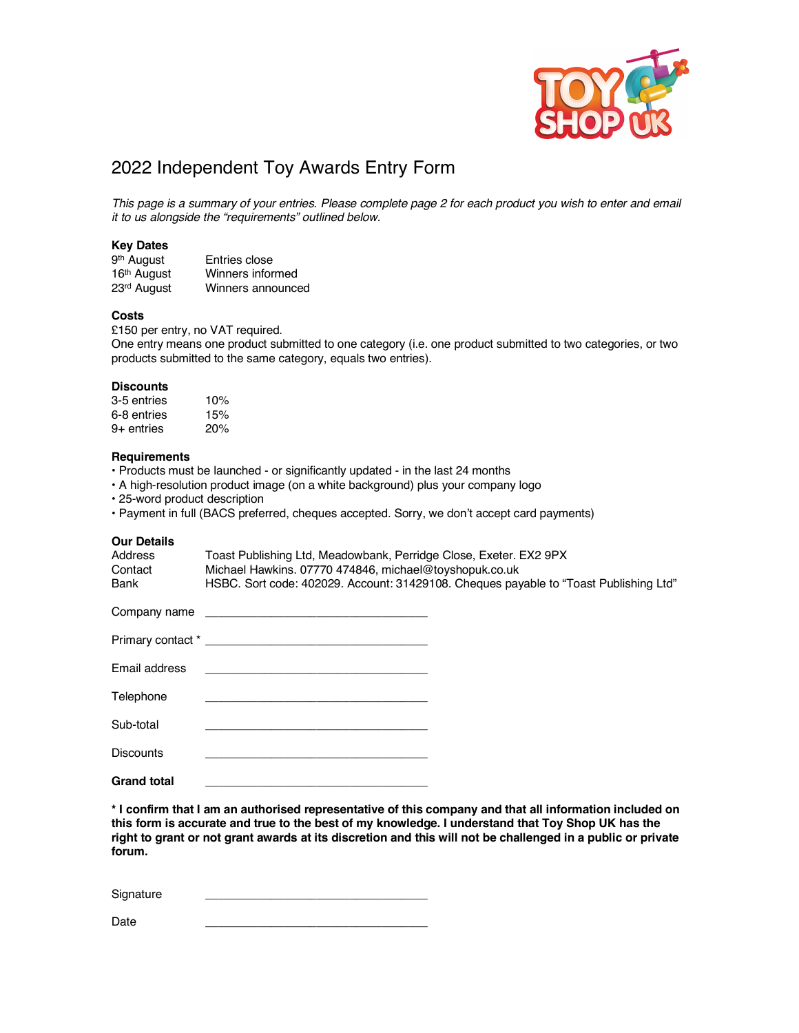# 2022 Independent Toy Awards Entry Form

*This page is a summary of your entries. Please complete page 2 for each product you wish to enter and email it to us alongside the "requirements" outlined below.*

**Key Dates**

| | |
|---|---|
| 9th August | Entries close |
| 16th August | Winners informed |
| 23rd August | Winners announced |

**Costs**

£150 per entry, no VAT required.
One entry means one product submitted to one category (i.e. one product submitted to two categories, or two products submitted to the same category, equals two entries).

**Discounts**

| | |
|---|---|
| 3-5 entries | 10% |
| 6-8 entries | 15% |
| 9+ entries | 20% |

**Requirements**

- Products must be launched - or significantly updated - in the last 24 months
- A high-resolution product image (on a white background) plus your company logo
- 25-word product description
- Payment in full (BACS preferred, cheques accepted. Sorry, we don't accept card payments)

**Our Details**

| | |
|---|---|
| Address | Toast Publishing Ltd, Meadowbank, Perridge Close, Exeter. EX2 9PX |
| Contact | Michael Hawkins. 07770 474846, michael@toyshopuk.co.uk |
| Bank | HSBC. Sort code: 402029. Account: 31429108. Cheques payable to "Toast Publishing Ltd" |

Company name ________________________________

Primary contact * ________________________________

Email address ________________________________

Telephone ________________________________

Sub-total ________________________________

Discounts ________________________________

**Grand total** ________________________________

**\* I confirm that I am an authorised representative of this company and that all information included on this form is accurate and true to the best of my knowledge. I understand that Toy Shop UK has the right to grant or not grant awards at its discretion and this will not be challenged in a public or private forum.**

Signature ________________________________

Date ________________________________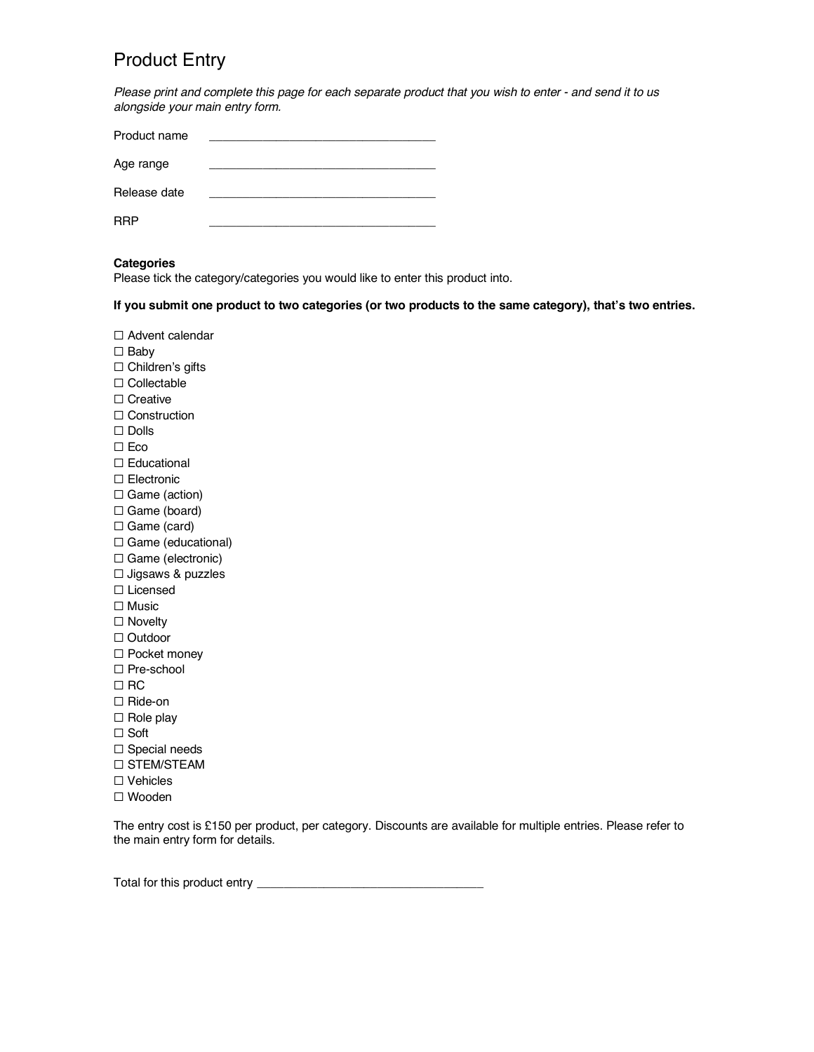# Product Entry

*Please print and complete this page for each separate product that you wish to enter - and send it to us alongside your main entry form.*

Product name ___________________________________

Age range ___________________________________

Release date ___________________________________

RRP ___________________________________

**Categories**

Please tick the category/categories you would like to enter this product into.

**If you submit one product to two categories (or two products to the same category), that's two entries.**

☐ Advent calendar
☐ Baby
☐ Children's gifts
☐ Collectable
☐ Creative
☐ Construction
☐ Dolls
☐ Eco
☐ Educational
☐ Electronic
☐ Game (action)
☐ Game (board)
☐ Game (card)
☐ Game (educational)
☐ Game (electronic)
☐ Jigsaws & puzzles
☐ Licensed
☐ Music
☐ Novelty
☐ Outdoor
☐ Pocket money
☐ Pre-school
☐ RC
☐ Ride-on
☐ Role play
☐ Soft
☐ Special needs
☐ STEM/STEAM
☐ Vehicles
☐ Wooden

The entry cost is £150 per product, per category. Discounts are available for multiple entries. Please refer to the main entry form for details.

Total for this product entry ___________________________________